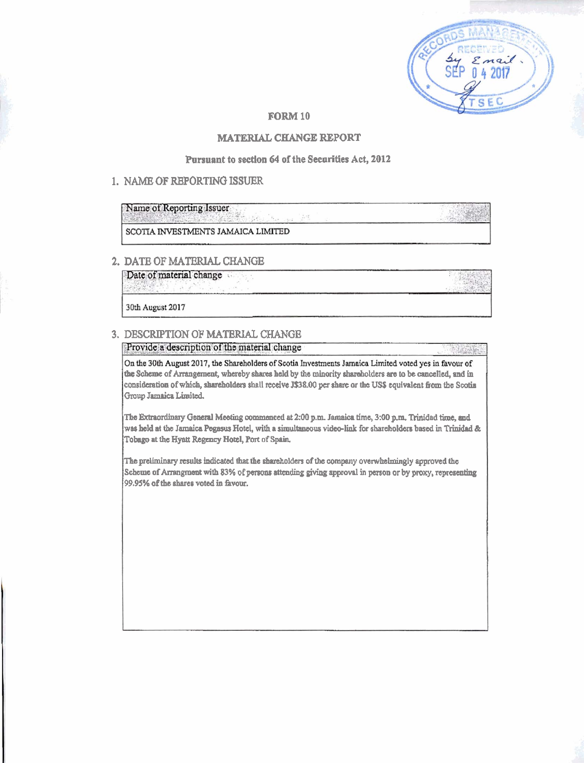# FORM 10

## MATERIAL CHANGE REPORT

### Pursuant to section 64 of the Securities Act, 2012

## 1. NAME OF REPORTING ISSUER

| Name of Reporting Issuer |
| --- |
| SCOTIA INVESTMENTS JAMAICA LIMITED |

## 2. DATE OF MATERIAL CHANGE

| Date of material change |
| --- |
| 30th August 2017 |

## 3. DESCRIPTION OF MATERIAL CHANGE

**Provide a description of the material change**

On the 30th August 2017, the Shareholders of Scotia Investments Jamaica Limited voted yes in favour of the Scheme of Arrangement, whereby shares held by the minority shareholders are to be cancelled, and in consideration of which, shareholders shall receive J$38.00 per share or the US$ equivalent from the Scotia Group Jamaica Limited.

The Extraordinary General Meeting commenced at 2:00 p.m. Jamaica time, 3:00 p.m. Trinidad time, and was held at the Jamaica Pegasus Hotel, with a simultaneous video-link for shareholders based in Trinidad & Tobago at the Hyatt Regency Hotel, Port of Spain.

The preliminary results indicated that the shareholders of the company overwhelmingly approved the Scheme of Arrangment with 83% of persons attending giving approval in person or by proxy, representing 99.95% of the shares voted in favour.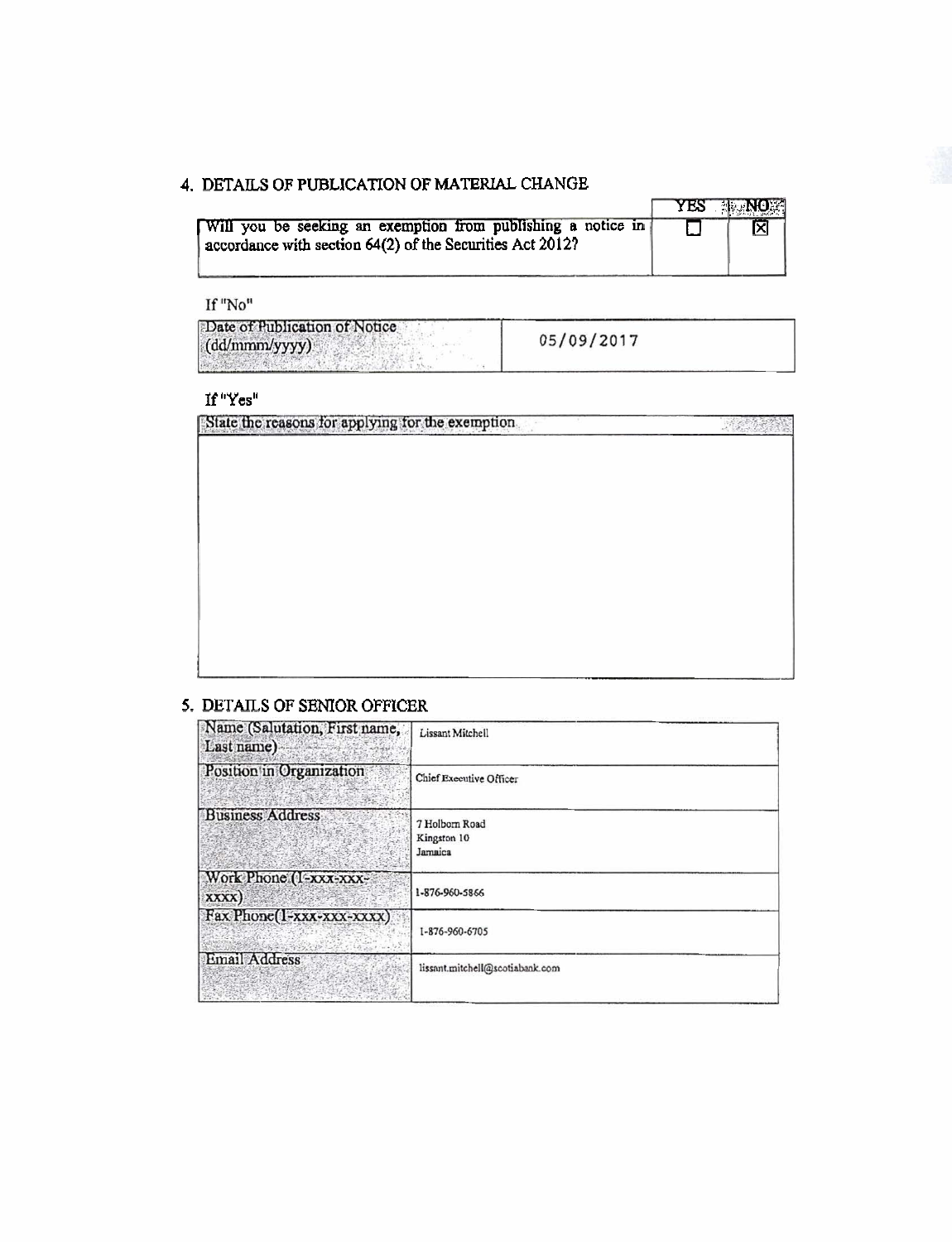## 4. DETAILS OF PUBLICATION OF MATERIAL CHANGE

| | YES | NO |
|---|---|---|
| Will you be seeking an exemption from publishing a notice in accordance with section 64(2) of the Securities Act 2012? | ☐ | ☒ |

If "No"

| Date of Publication of Notice (dd/mmm/yyyy) | 05/09/2017 |
|---|---|

If "Yes"

| State the reasons for applying for the exemption |
|---|
| |

## 5. DETAILS OF SENIOR OFFICER

| Name (Salutation, First name, Last name) | Lissant Mitchell |
|---|---|
| Position in Organization | Chief Executive Officer |
| Business Address | 7 Holborn Road<br>Kingston 10<br>Jamaica |
| Work Phone (1-xxx-xxx-xxxx) | 1-876-960-5866 |
| Fax Phone(1-xxx-xxx-xxxx) | 1-876-960-6705 |
| Email Address | lissant.mitchell@scotiabank.com |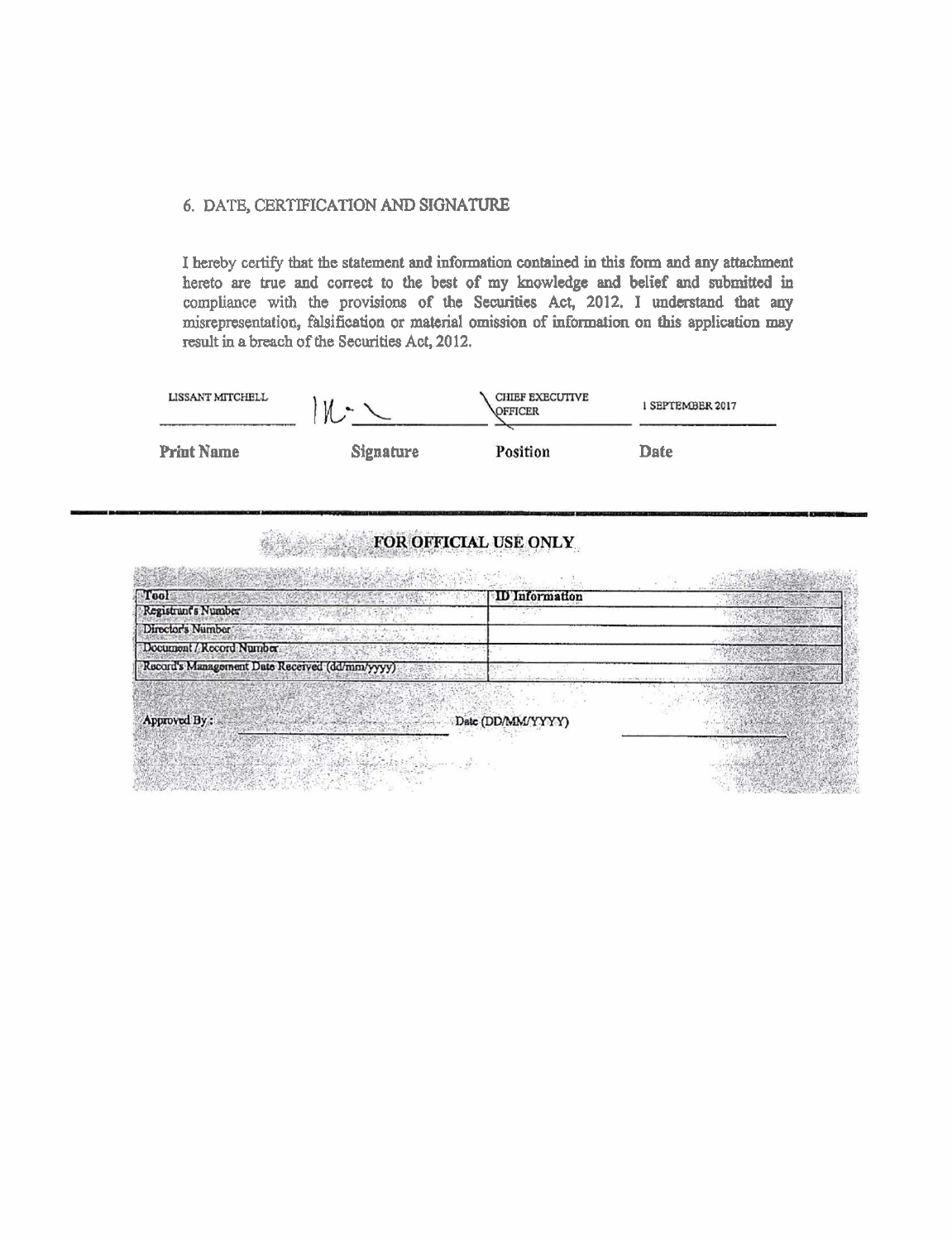## 6. DATE, CERTIFICATION AND SIGNATURE

I hereby certify that the statement and information contained in this form and any attachment hereto are true and correct to the best of my knowledge and belief and submitted in compliance with the provisions of the Securities Act, 2012. I understand that any misrepresentation, falsification or material omission of information on this application may result in a breach of the Securities Act, 2012.

| | | | |
|---|---|---|---|
| LISSANT MITCHELL | | CHIEF EXECUTIVE OFFICER | 1 SEPTEMBER 2017 |
| **Print Name** | **Signature** | **Position** | **Date** |

---

**FOR OFFICIAL USE ONLY**

| Tool | ID Information |
|---|---|
| Registrant's Number | |
| Director's Number | |
| Document / Record Number | |
| Record's Management Date Received (dd/mm/yyyy) | |

Approved By : ____________________ Date (DD/MM/YYYY) ____________________